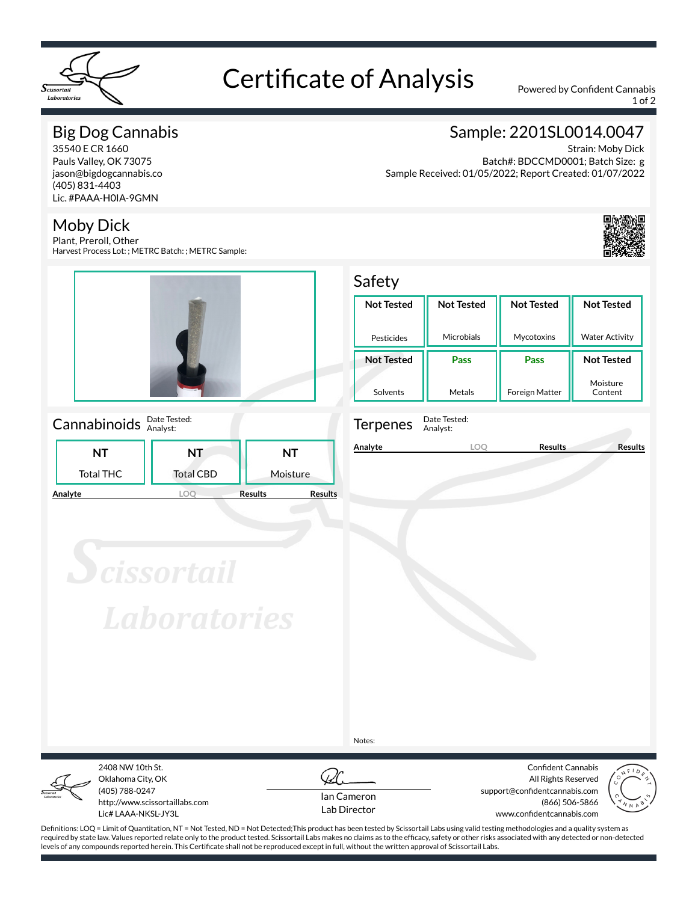# Certificate of Analysis

Powered by Confident Cannabis

## Big Dog Cannabis

35540 E CR 1660
Pauls Valley, OK 73075
jason@bigdogcannabis.co
(405) 831-4403
Lic. #PAAA-H0IA-9GMN

## Sample: 2201SL0014.0047

Strain: Moby Dick
Batch#: BDCCMD0001; Batch Size: g
Sample Received: 01/05/2022; Report Created: 01/07/2022

## Moby Dick

Plant, Preroll, Other
Harvest Process Lot: ; METRC Batch: ; METRC Sample:

## Safety

| Pesticides | Microbials | Mycotoxins | Water Activity |
|---|---|---|---|
| Not Tested | Not Tested | Not Tested | Not Tested |

| Solvents | Metals | Foreign Matter | Moisture Content |
|---|---|---|---|
| Not Tested | Pass | Pass | Not Tested |

## Cannabinoids

Date Tested:
Analyst:

| Total THC | Total CBD | Moisture |
|---|---|---|
| NT | NT | NT |

| Analyte | LOQ | Results | Results |
|---|---|---|---|

## Terpenes

Date Tested:
Analyst:

| Analyte | LOQ | Results | Results |
|---|---|---|---|

Notes:

2408 NW 10th St.
Oklahoma City, OK
(405) 788-0247
http://www.scissortaillabs.com
Lic# LAAA-NKSL-JY3L

Ian Cameron
Lab Director

Confident Cannabis
All Rights Reserved
support@confidentcannabis.com
(866) 506-5866
www.confidentcannabis.com

Definitions: LOQ = Limit of Quantitation, NT = Not Tested, ND = Not Detected;This product has been tested by Scissortail Labs using valid testing methodologies and a quality system as required by state law. Values reported relate only to the product tested. Scissortail Labs makes no claims as to the efficacy, safety or other risks associated with any detected or non-detected levels of any compounds reported herein. This Certificate shall not be reproduced except in full, without the written approval of Scissortail Labs.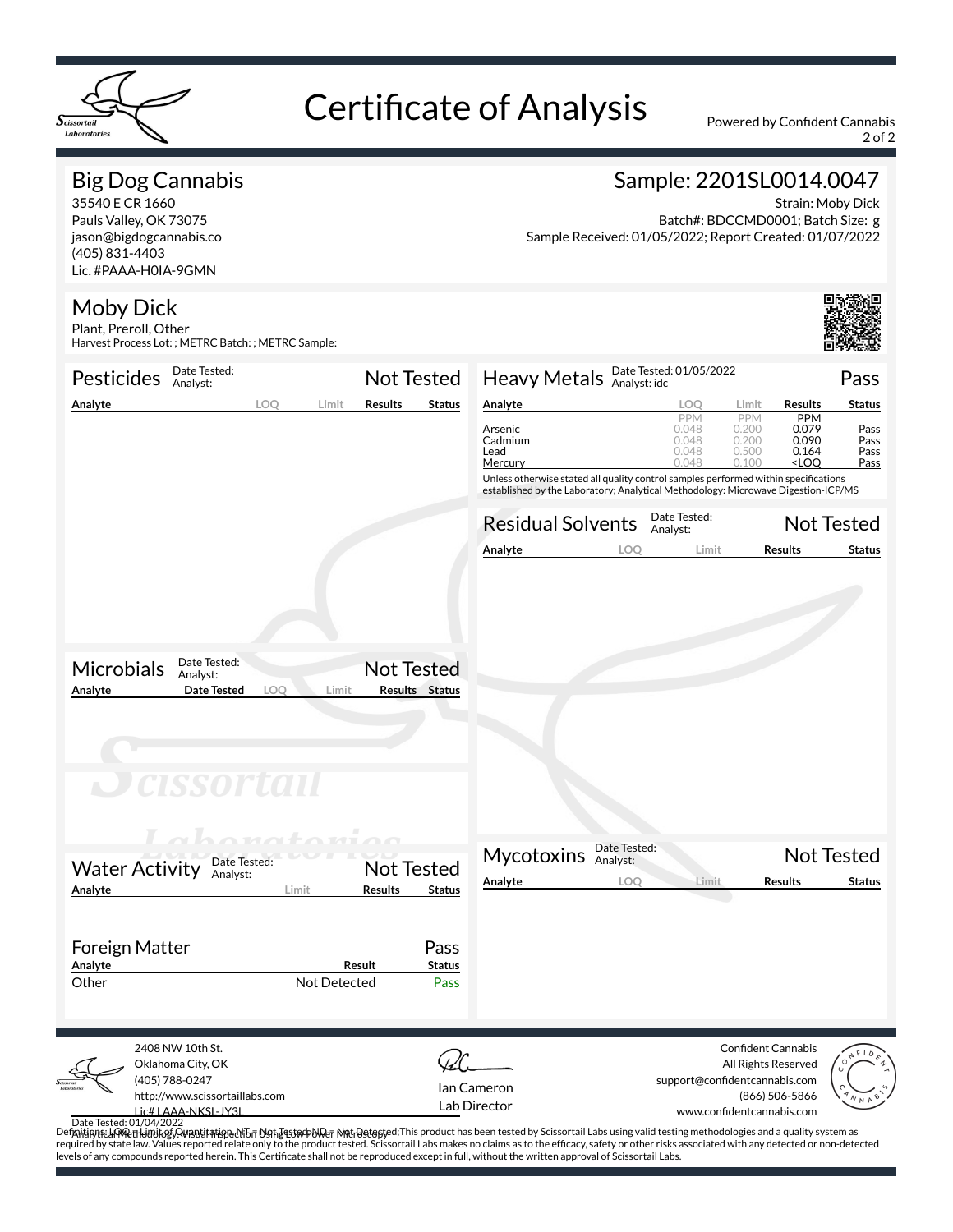# Certificate of Analysis

Powered by Confident Cannabis

## Big Dog Cannabis

35540 E CR 1660
Pauls Valley, OK 73075
jason@bigdogcannabis.co
(405) 831-4403
Lic. #PAAA-H0IA-9GMN

## Sample: 2201SL0014.0047

Strain: Moby Dick
Batch#: BDCCMD0001; Batch Size: g
Sample Received: 01/05/2022; Report Created: 01/07/2022

## Moby Dick

Plant, Preroll, Other
Harvest Process Lot: ; METRC Batch: ; METRC Sample:

### Pesticides — Not Tested

Date Tested:
Analyst:

| Analyte | LOQ | Limit | Results | Status |
|---|---|---|---|---|

### Heavy Metals — Pass

Date Tested: 01/05/2022
Analyst: idc

| Analyte | LOQ | Limit | Results | Status |
|---|---|---|---|---|
| | PPM | PPM | PPM | |
| Arsenic | 0.048 | 0.200 | 0.079 | Pass |
| Cadmium | 0.048 | 0.200 | 0.090 | Pass |
| Lead | 0.048 | 0.500 | 0.164 | Pass |
| Mercury | 0.048 | 0.100 | <LOQ | Pass |

Unless otherwise stated all quality control samples performed within specifications established by the Laboratory; Analytical Methodology: Microwave Digestion-ICP/MS

### Residual Solvents — Not Tested

Date Tested:
Analyst:

| Analyte | LOQ | Limit | Results | Status |
|---|---|---|---|---|

### Microbials — Not Tested

Date Tested:
Analyst:

| Analyte | Date Tested | LOQ | Limit | Results | Status |
|---|---|---|---|---|---|

### Mycotoxins — Not Tested

Date Tested:
Analyst:

| Analyte | LOQ | Limit | Results | Status |
|---|---|---|---|---|

### Water Activity — Not Tested

Date Tested:
Analyst:

| Analyte | Limit | Results | Status |
|---|---|---|---|

### Foreign Matter — Pass

| Analyte | Result | Status |
|---|---|---|
| Other | Not Detected | Pass |

Date Tested: 01/04/2022
Analytical Methodology: Visual Inspection Using Low Power Microscopy

2408 NW 10th St.
Oklahoma City, OK
(405) 788-0247
http://www.scissortaillabs.com
Lic# LAAA-NKSL-JY3L

Ian Cameron
Lab Director

Confident Cannabis
All Rights Reserved
support@confidentcannabis.com
(866) 506-5866
www.confidentcannabis.com

Definitions: LOQ = Limit of Quantitation, NT = Not Tested, ND = Not Detected; This product has been tested by Scissortail Labs using valid testing methodologies and a quality system as required by state law. Values reported relate only to the product tested. Scissortail Labs makes no claims as to the efficacy, safety or other risks associated with any detected or non-detected levels of any compounds reported herein. This Certificate shall not be reproduced except in full, without the written approval of Scissortail Labs.